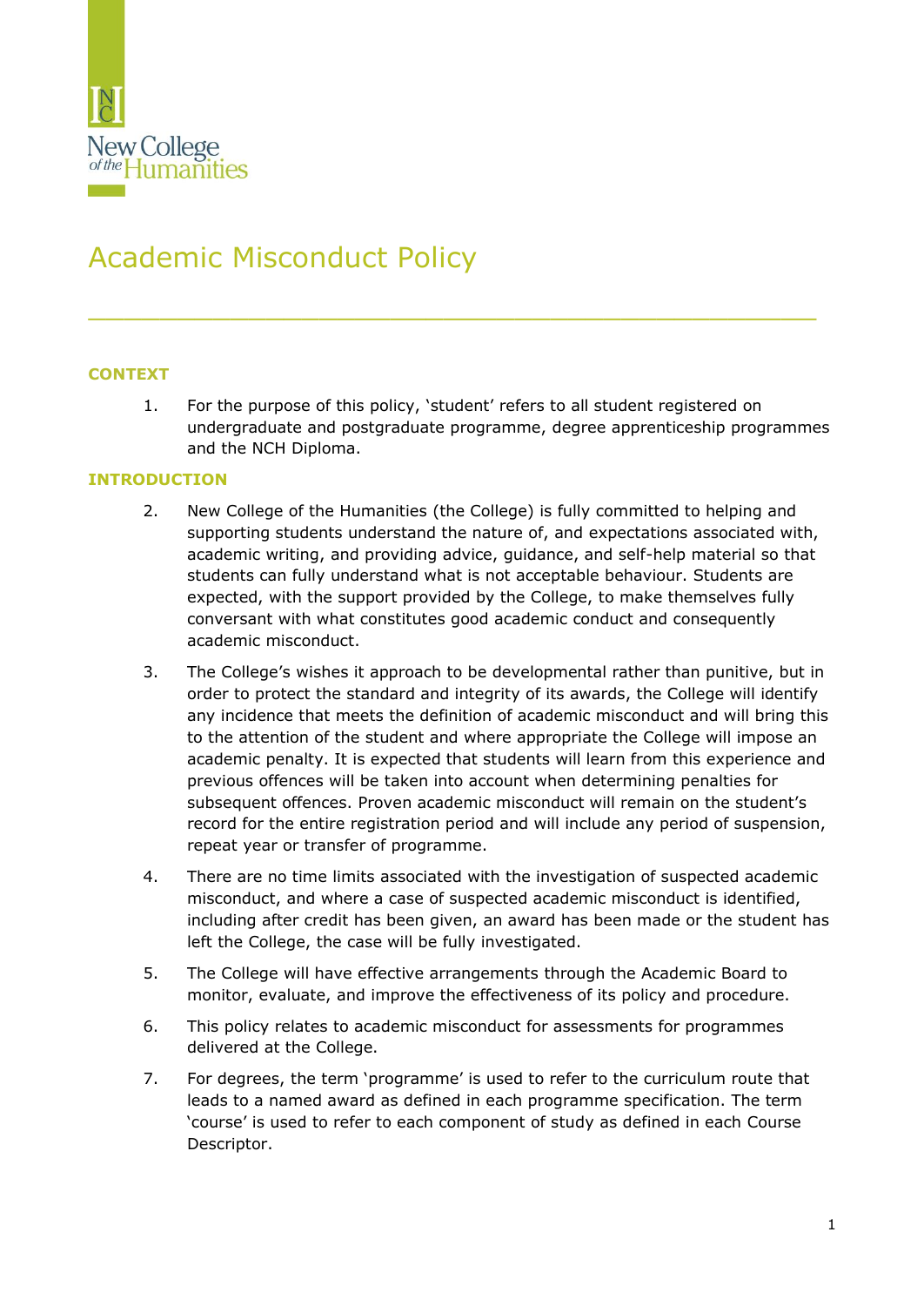# Academic Misconduct Policy

## CONTEXT

1. For the purpose of this policy, 'student' refers to all student registered on undergraduate and postgraduate programme, degree apprenticeship programmes and the NCH Diploma.

## INTRODUCTION

2. New College of the Humanities (the College) is fully committed to helping and supporting students understand the nature of, and expectations associated with, academic writing, and providing advice, guidance, and self-help material so that students can fully understand what is not acceptable behaviour. Students are expected, with the support provided by the College, to make themselves fully conversant with what constitutes good academic conduct and consequently academic misconduct.

3. The College's wishes it approach to be developmental rather than punitive, but in order to protect the standard and integrity of its awards, the College will identify any incidence that meets the definition of academic misconduct and will bring this to the attention of the student and where appropriate the College will impose an academic penalty. It is expected that students will learn from this experience and previous offences will be taken into account when determining penalties for subsequent offences. Proven academic misconduct will remain on the student's record for the entire registration period and will include any period of suspension, repeat year or transfer of programme.

4. There are no time limits associated with the investigation of suspected academic misconduct, and where a case of suspected academic misconduct is identified, including after credit has been given, an award has been made or the student has left the College, the case will be fully investigated.

5. The College will have effective arrangements through the Academic Board to monitor, evaluate, and improve the effectiveness of its policy and procedure.

6. This policy relates to academic misconduct for assessments for programmes delivered at the College.

7. For degrees, the term 'programme' is used to refer to the curriculum route that leads to a named award as defined in each programme specification. The term 'course' is used to refer to each component of study as defined in each Course Descriptor.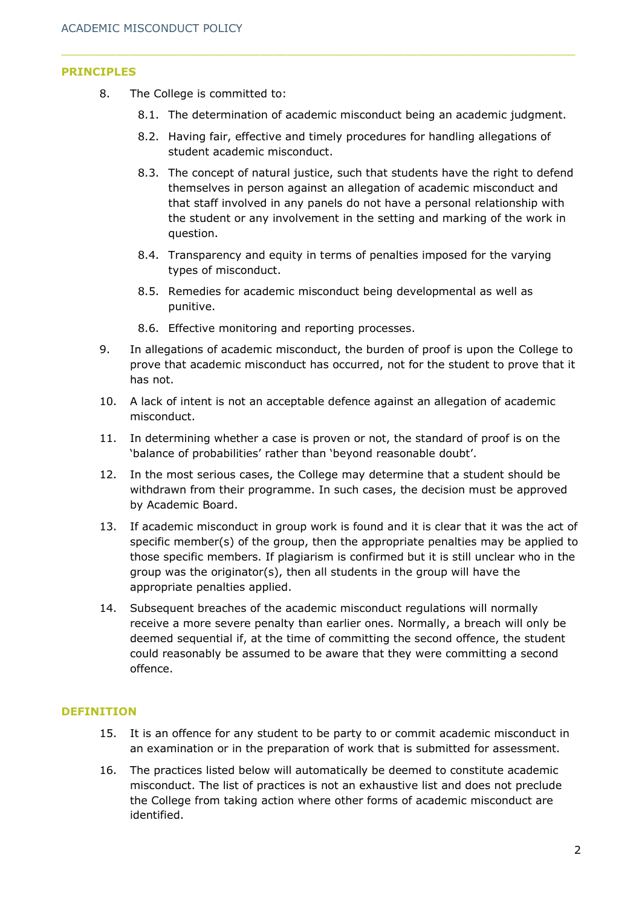## PRINCIPLES

8. The College is committed to:

   8.1. The determination of academic misconduct being an academic judgment.

   8.2. Having fair, effective and timely procedures for handling allegations of student academic misconduct.

   8.3. The concept of natural justice, such that students have the right to defend themselves in person against an allegation of academic misconduct and that staff involved in any panels do not have a personal relationship with the student or any involvement in the setting and marking of the work in question.

   8.4. Transparency and equity in terms of penalties imposed for the varying types of misconduct.

   8.5. Remedies for academic misconduct being developmental as well as punitive.

   8.6. Effective monitoring and reporting processes.

9. In allegations of academic misconduct, the burden of proof is upon the College to prove that academic misconduct has occurred, not for the student to prove that it has not.

10. A lack of intent is not an acceptable defence against an allegation of academic misconduct.

11. In determining whether a case is proven or not, the standard of proof is on the 'balance of probabilities' rather than 'beyond reasonable doubt'.

12. In the most serious cases, the College may determine that a student should be withdrawn from their programme. In such cases, the decision must be approved by Academic Board.

13. If academic misconduct in group work is found and it is clear that it was the act of specific member(s) of the group, then the appropriate penalties may be applied to those specific members. If plagiarism is confirmed but it is still unclear who in the group was the originator(s), then all students in the group will have the appropriate penalties applied.

14. Subsequent breaches of the academic misconduct regulations will normally receive a more severe penalty than earlier ones. Normally, a breach will only be deemed sequential if, at the time of committing the second offence, the student could reasonably be assumed to be aware that they were committing a second offence.

## DEFINITION

15. It is an offence for any student to be party to or commit academic misconduct in an examination or in the preparation of work that is submitted for assessment.

16. The practices listed below will automatically be deemed to constitute academic misconduct. The list of practices is not an exhaustive list and does not preclude the College from taking action where other forms of academic misconduct are identified.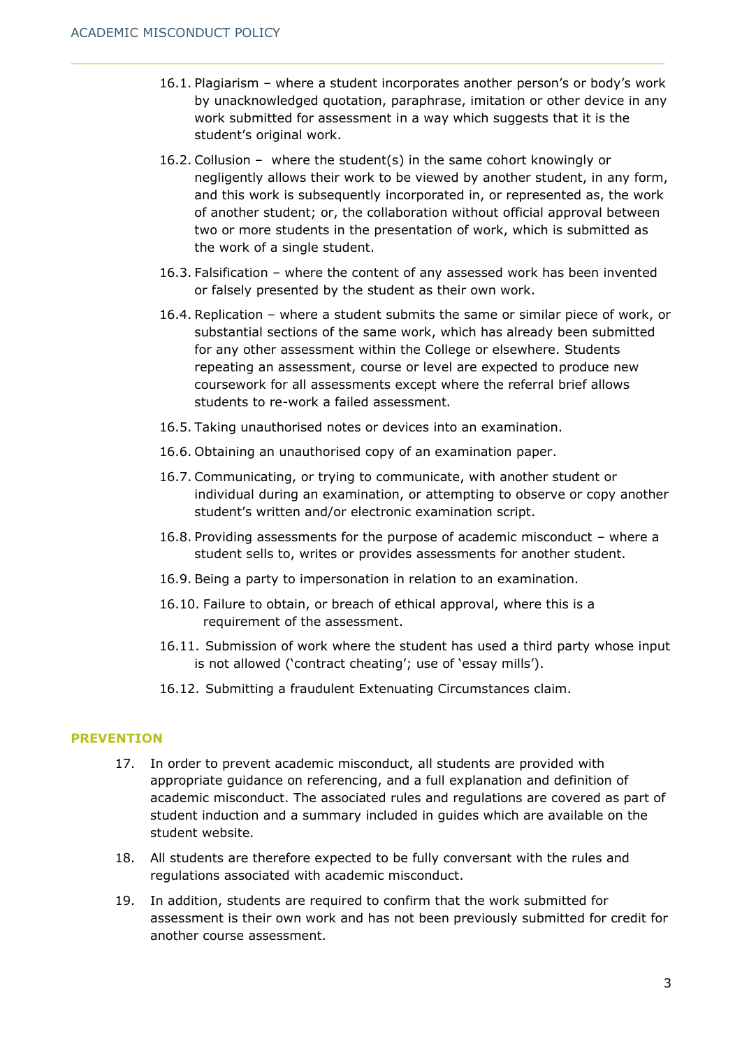16.1. Plagiarism – where a student incorporates another person's or body's work by unacknowledged quotation, paraphrase, imitation or other device in any work submitted for assessment in a way which suggests that it is the student's original work.

16.2. Collusion – where the student(s) in the same cohort knowingly or negligently allows their work to be viewed by another student, in any form, and this work is subsequently incorporated in, or represented as, the work of another student; or, the collaboration without official approval between two or more students in the presentation of work, which is submitted as the work of a single student.

16.3. Falsification – where the content of any assessed work has been invented or falsely presented by the student as their own work.

16.4. Replication – where a student submits the same or similar piece of work, or substantial sections of the same work, which has already been submitted for any other assessment within the College or elsewhere. Students repeating an assessment, course or level are expected to produce new coursework for all assessments except where the referral brief allows students to re-work a failed assessment.

16.5. Taking unauthorised notes or devices into an examination.

16.6. Obtaining an unauthorised copy of an examination paper.

16.7. Communicating, or trying to communicate, with another student or individual during an examination, or attempting to observe or copy another student's written and/or electronic examination script.

16.8. Providing assessments for the purpose of academic misconduct – where a student sells to, writes or provides assessments for another student.

16.9. Being a party to impersonation in relation to an examination.

16.10. Failure to obtain, or breach of ethical approval, where this is a requirement of the assessment.

16.11. Submission of work where the student has used a third party whose input is not allowed ('contract cheating'; use of 'essay mills').

16.12. Submitting a fraudulent Extenuating Circumstances claim.

## PREVENTION

17. In order to prevent academic misconduct, all students are provided with appropriate guidance on referencing, and a full explanation and definition of academic misconduct. The associated rules and regulations are covered as part of student induction and a summary included in guides which are available on the student website.

18. All students are therefore expected to be fully conversant with the rules and regulations associated with academic misconduct.

19. In addition, students are required to confirm that the work submitted for assessment is their own work and has not been previously submitted for credit for another course assessment.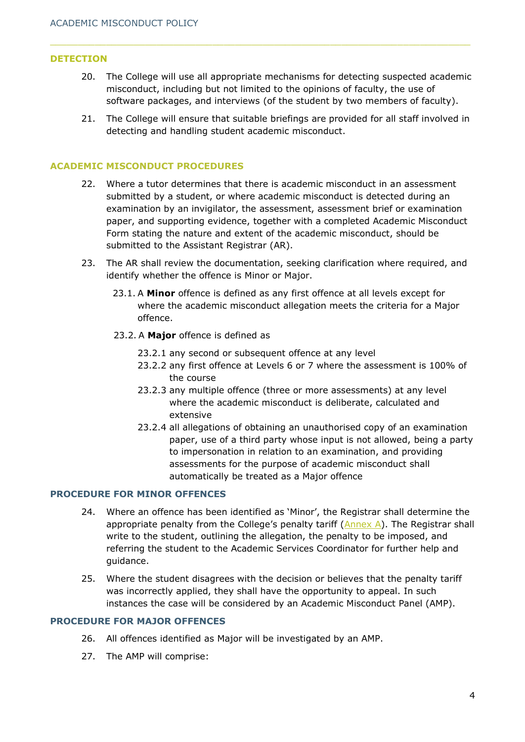## DETECTION

20. The College will use all appropriate mechanisms for detecting suspected academic misconduct, including but not limited to the opinions of faculty, the use of software packages, and interviews (of the student by two members of faculty).

21. The College will ensure that suitable briefings are provided for all staff involved in detecting and handling student academic misconduct.

## ACADEMIC MISCONDUCT PROCEDURES

22. Where a tutor determines that there is academic misconduct in an assessment submitted by a student, or where academic misconduct is detected during an examination by an invigilator, the assessment, assessment brief or examination paper, and supporting evidence, together with a completed Academic Misconduct Form stating the nature and extent of the academic misconduct, should be submitted to the Assistant Registrar (AR).

23. The AR shall review the documentation, seeking clarification where required, and identify whether the offence is Minor or Major.

    23.1. A **Minor** offence is defined as any first offence at all levels except for where the academic misconduct allegation meets the criteria for a Major offence.

    23.2. A **Major** offence is defined as

    23.2.1 any second or subsequent offence at any level

    23.2.2 any first offence at Levels 6 or 7 where the assessment is 100% of the course

    23.2.3 any multiple offence (three or more assessments) at any level where the academic misconduct is deliberate, calculated and extensive

    23.2.4 all allegations of obtaining an unauthorised copy of an examination paper, use of a third party whose input is not allowed, being a party to impersonation in relation to an examination, and providing assessments for the purpose of academic misconduct shall automatically be treated as a Major offence

## PROCEDURE FOR MINOR OFFENCES

24. Where an offence has been identified as 'Minor', the Registrar shall determine the appropriate penalty from the College's penalty tariff (Annex A). The Registrar shall write to the student, outlining the allegation, the penalty to be imposed, and referring the student to the Academic Services Coordinator for further help and guidance.

25. Where the student disagrees with the decision or believes that the penalty tariff was incorrectly applied, they shall have the opportunity to appeal. In such instances the case will be considered by an Academic Misconduct Panel (AMP).

## PROCEDURE FOR MAJOR OFFENCES

26. All offences identified as Major will be investigated by an AMP.

27. The AMP will comprise: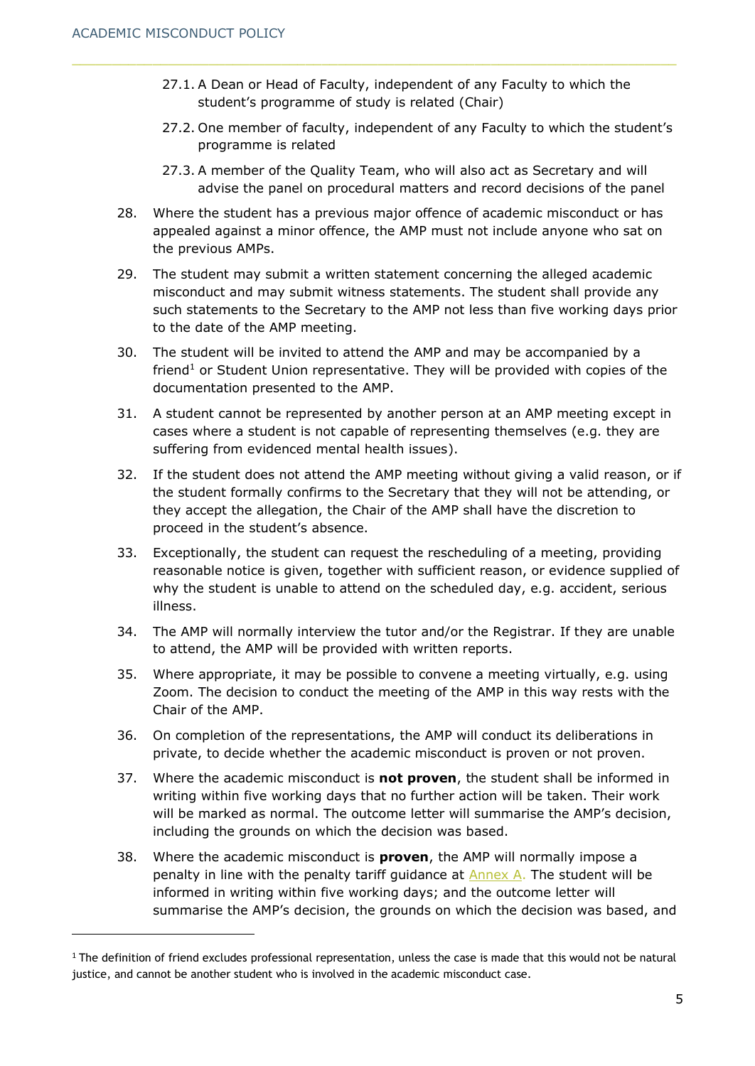27.1. A Dean or Head of Faculty, independent of any Faculty to which the student's programme of study is related (Chair)

27.2. One member of faculty, independent of any Faculty to which the student's programme is related

27.3. A member of the Quality Team, who will also act as Secretary and will advise the panel on procedural matters and record decisions of the panel

28. Where the student has a previous major offence of academic misconduct or has appealed against a minor offence, the AMP must not include anyone who sat on the previous AMPs.

29. The student may submit a written statement concerning the alleged academic misconduct and may submit witness statements. The student shall provide any such statements to the Secretary to the AMP not less than five working days prior to the date of the AMP meeting.

30. The student will be invited to attend the AMP and may be accompanied by a friend[1] or Student Union representative. They will be provided with copies of the documentation presented to the AMP.

31. A student cannot be represented by another person at an AMP meeting except in cases where a student is not capable of representing themselves (e.g. they are suffering from evidenced mental health issues).

32. If the student does not attend the AMP meeting without giving a valid reason, or if the student formally confirms to the Secretary that they will not be attending, or they accept the allegation, the Chair of the AMP shall have the discretion to proceed in the student's absence.

33. Exceptionally, the student can request the rescheduling of a meeting, providing reasonable notice is given, together with sufficient reason, or evidence supplied of why the student is unable to attend on the scheduled day, e.g. accident, serious illness.

34. The AMP will normally interview the tutor and/or the Registrar. If they are unable to attend, the AMP will be provided with written reports.

35. Where appropriate, it may be possible to convene a meeting virtually, e.g. using Zoom. The decision to conduct the meeting of the AMP in this way rests with the Chair of the AMP.

36. On completion of the representations, the AMP will conduct its deliberations in private, to decide whether the academic misconduct is proven or not proven.

37. Where the academic misconduct is **not proven**, the student shall be informed in writing within five working days that no further action will be taken. Their work will be marked as normal. The outcome letter will summarise the AMP's decision, including the grounds on which the decision was based.

38. Where the academic misconduct is **proven**, the AMP will normally impose a penalty in line with the penalty tariff guidance at Annex A. The student will be informed in writing within five working days; and the outcome letter will summarise the AMP's decision, the grounds on which the decision was based, and

[1] The definition of friend excludes professional representation, unless the case is made that this would not be natural justice, and cannot be another student who is involved in the academic misconduct case.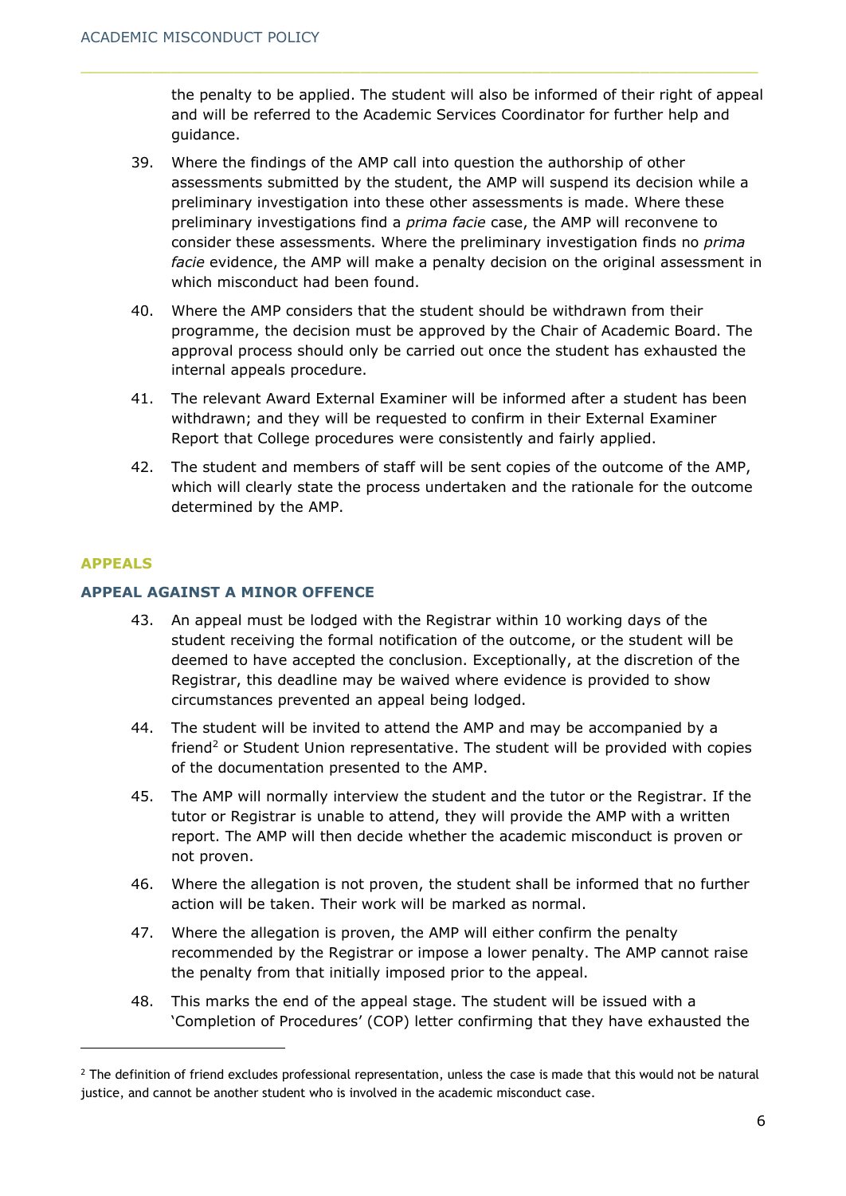the penalty to be applied. The student will also be informed of their right of appeal and will be referred to the Academic Services Coordinator for further help and guidance.

39. Where the findings of the AMP call into question the authorship of other assessments submitted by the student, the AMP will suspend its decision while a preliminary investigation into these other assessments is made. Where these preliminary investigations find a *prima facie* case, the AMP will reconvene to consider these assessments. Where the preliminary investigation finds no *prima facie* evidence, the AMP will make a penalty decision on the original assessment in which misconduct had been found.

40. Where the AMP considers that the student should be withdrawn from their programme, the decision must be approved by the Chair of Academic Board. The approval process should only be carried out once the student has exhausted the internal appeals procedure.

41. The relevant Award External Examiner will be informed after a student has been withdrawn; and they will be requested to confirm in their External Examiner Report that College procedures were consistently and fairly applied.

42. The student and members of staff will be sent copies of the outcome of the AMP, which will clearly state the process undertaken and the rationale for the outcome determined by the AMP.

## APPEALS

### APPEAL AGAINST A MINOR OFFENCE

43. An appeal must be lodged with the Registrar within 10 working days of the student receiving the formal notification of the outcome, or the student will be deemed to have accepted the conclusion. Exceptionally, at the discretion of the Registrar, this deadline may be waived where evidence is provided to show circumstances prevented an appeal being lodged.

44. The student will be invited to attend the AMP and may be accompanied by a friend[2] or Student Union representative. The student will be provided with copies of the documentation presented to the AMP.

45. The AMP will normally interview the student and the tutor or the Registrar. If the tutor or Registrar is unable to attend, they will provide the AMP with a written report. The AMP will then decide whether the academic misconduct is proven or not proven.

46. Where the allegation is not proven, the student shall be informed that no further action will be taken. Their work will be marked as normal.

47. Where the allegation is proven, the AMP will either confirm the penalty recommended by the Registrar or impose a lower penalty. The AMP cannot raise the penalty from that initially imposed prior to the appeal.

48. This marks the end of the appeal stage. The student will be issued with a 'Completion of Procedures' (COP) letter confirming that they have exhausted the

[2] The definition of friend excludes professional representation, unless the case is made that this would not be natural justice, and cannot be another student who is involved in the academic misconduct case.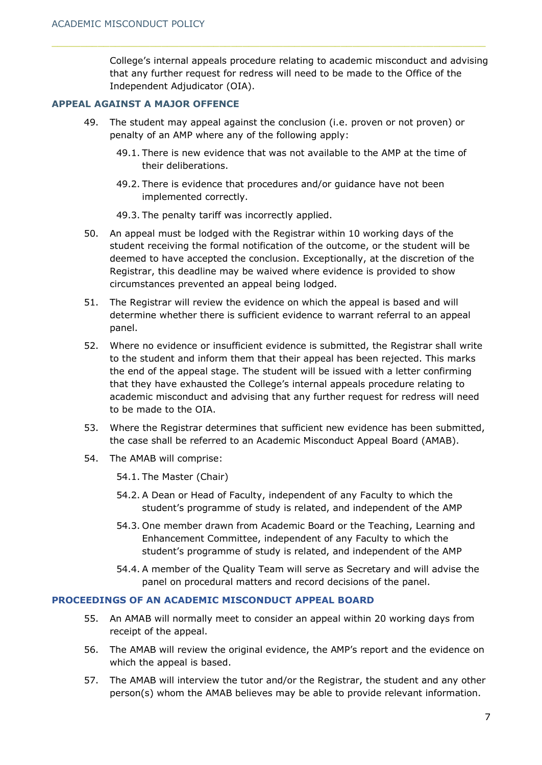College's internal appeals procedure relating to academic misconduct and advising that any further request for redress will need to be made to the Office of the Independent Adjudicator (OIA).

### APPEAL AGAINST A MAJOR OFFENCE

49. The student may appeal against the conclusion (i.e. proven or not proven) or penalty of an AMP where any of the following apply:
    - 49.1. There is new evidence that was not available to the AMP at the time of their deliberations.
    - 49.2. There is evidence that procedures and/or guidance have not been implemented correctly.
    - 49.3. The penalty tariff was incorrectly applied.
50. An appeal must be lodged with the Registrar within 10 working days of the student receiving the formal notification of the outcome, or the student will be deemed to have accepted the conclusion. Exceptionally, at the discretion of the Registrar, this deadline may be waived where evidence is provided to show circumstances prevented an appeal being lodged.
51. The Registrar will review the evidence on which the appeal is based and will determine whether there is sufficient evidence to warrant referral to an appeal panel.
52. Where no evidence or insufficient evidence is submitted, the Registrar shall write to the student and inform them that their appeal has been rejected. This marks the end of the appeal stage. The student will be issued with a letter confirming that they have exhausted the College's internal appeals procedure relating to academic misconduct and advising that any further request for redress will need to be made to the OIA.
53. Where the Registrar determines that sufficient new evidence has been submitted, the case shall be referred to an Academic Misconduct Appeal Board (AMAB).
54. The AMAB will comprise:
    - 54.1. The Master (Chair)
    - 54.2. A Dean or Head of Faculty, independent of any Faculty to which the student's programme of study is related, and independent of the AMP
    - 54.3. One member drawn from Academic Board or the Teaching, Learning and Enhancement Committee, independent of any Faculty to which the student's programme of study is related, and independent of the AMP
    - 54.4. A member of the Quality Team will serve as Secretary and will advise the panel on procedural matters and record decisions of the panel.

### PROCEEDINGS OF AN ACADEMIC MISCONDUCT APPEAL BOARD

55. An AMAB will normally meet to consider an appeal within 20 working days from receipt of the appeal.
56. The AMAB will review the original evidence, the AMP's report and the evidence on which the appeal is based.
57. The AMAB will interview the tutor and/or the Registrar, the student and any other person(s) whom the AMAB believes may be able to provide relevant information.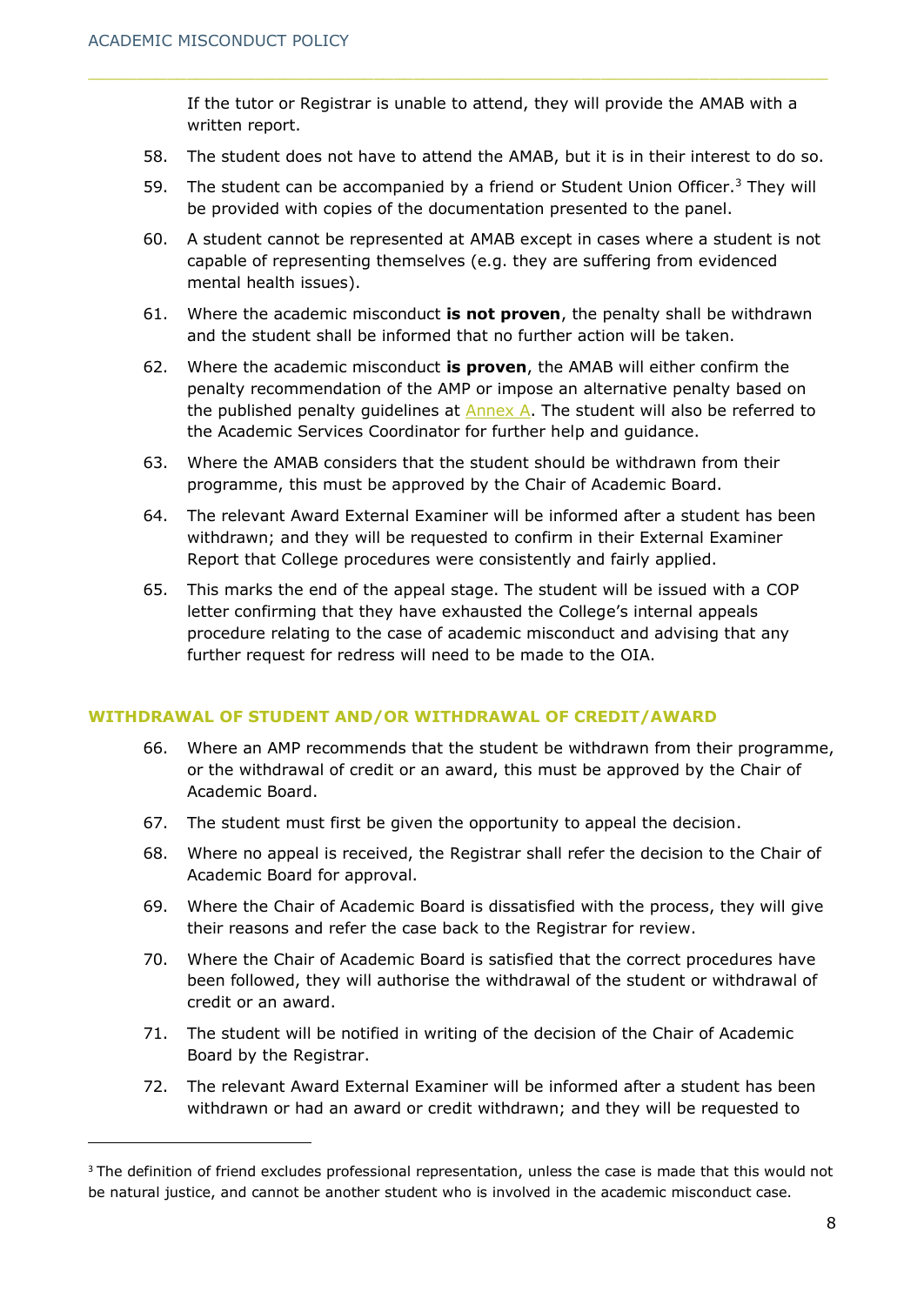If the tutor or Registrar is unable to attend, they will provide the AMAB with a written report.

58. The student does not have to attend the AMAB, but it is in their interest to do so.
59. The student can be accompanied by a friend or Student Union Officer.[3] They will be provided with copies of the documentation presented to the panel.
60. A student cannot be represented at AMAB except in cases where a student is not capable of representing themselves (e.g. they are suffering from evidenced mental health issues).
61. Where the academic misconduct **is not proven**, the penalty shall be withdrawn and the student shall be informed that no further action will be taken.
62. Where the academic misconduct **is proven**, the AMAB will either confirm the penalty recommendation of the AMP or impose an alternative penalty based on the published penalty guidelines at Annex A. The student will also be referred to the Academic Services Coordinator for further help and guidance.
63. Where the AMAB considers that the student should be withdrawn from their programme, this must be approved by the Chair of Academic Board.
64. The relevant Award External Examiner will be informed after a student has been withdrawn; and they will be requested to confirm in their External Examiner Report that College procedures were consistently and fairly applied.
65. This marks the end of the appeal stage. The student will be issued with a COP letter confirming that they have exhausted the College's internal appeals procedure relating to the case of academic misconduct and advising that any further request for redress will need to be made to the OIA.

## WITHDRAWAL OF STUDENT AND/OR WITHDRAWAL OF CREDIT/AWARD

66. Where an AMP recommends that the student be withdrawn from their programme, or the withdrawal of credit or an award, this must be approved by the Chair of Academic Board.
67. The student must first be given the opportunity to appeal the decision.
68. Where no appeal is received, the Registrar shall refer the decision to the Chair of Academic Board for approval.
69. Where the Chair of Academic Board is dissatisfied with the process, they will give their reasons and refer the case back to the Registrar for review.
70. Where the Chair of Academic Board is satisfied that the correct procedures have been followed, they will authorise the withdrawal of the student or withdrawal of credit or an award.
71. The student will be notified in writing of the decision of the Chair of Academic Board by the Registrar.
72. The relevant Award External Examiner will be informed after a student has been withdrawn or had an award or credit withdrawn; and they will be requested to

[3] The definition of friend excludes professional representation, unless the case is made that this would not be natural justice, and cannot be another student who is involved in the academic misconduct case.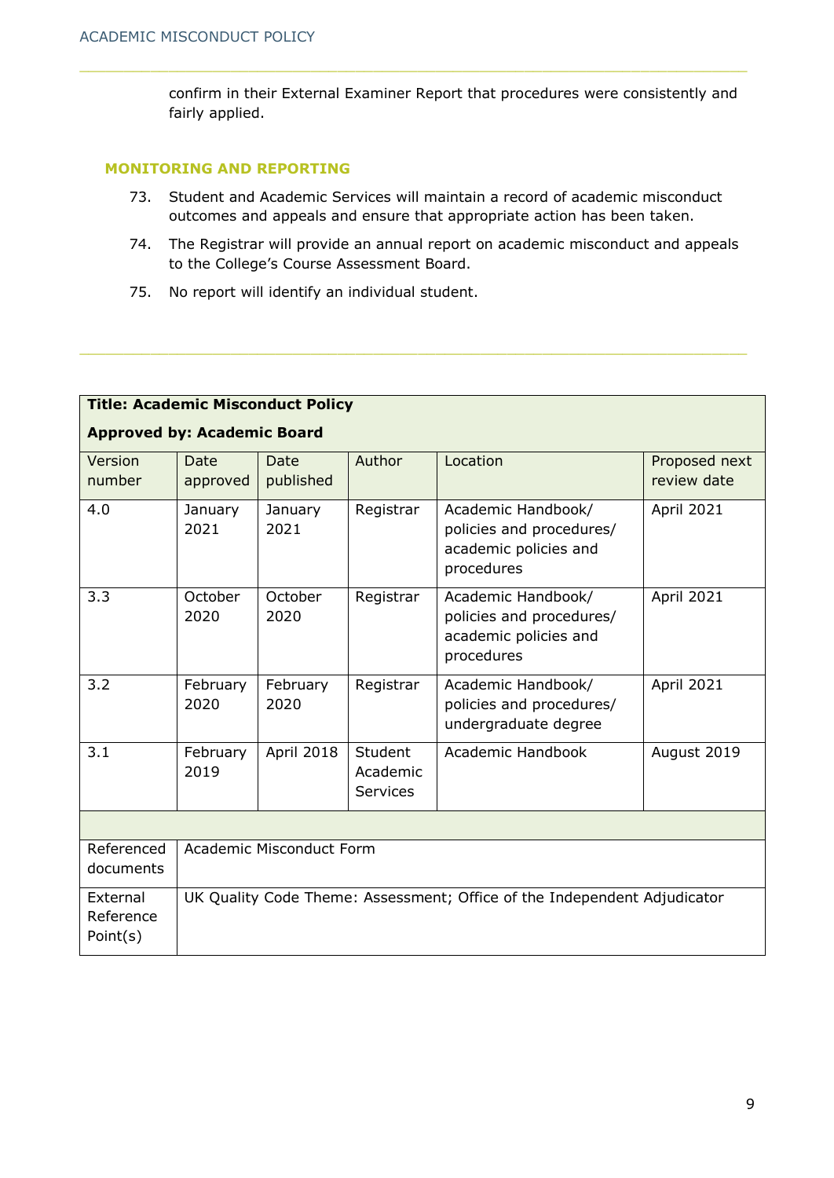confirm in their External Examiner Report that procedures were consistently and fairly applied.

## MONITORING AND REPORTING

73. Student and Academic Services will maintain a record of academic misconduct outcomes and appeals and ensure that appropriate action has been taken.
74. The Registrar will provide an annual report on academic misconduct and appeals to the College's Course Assessment Board.
75. No report will identify an individual student.

| **Title: Academic Misconduct Policy**<br>**Approved by: Academic Board** | | | | | |
|---|---|---|---|---|---|
| Version number | Date approved | Date published | Author | Location | Proposed next review date |
| 4.0 | January 2021 | January 2021 | Registrar | Academic Handbook/ policies and procedures/ academic policies and procedures | April 2021 |
| 3.3 | October 2020 | October 2020 | Registrar | Academic Handbook/ policies and procedures/ academic policies and procedures | April 2021 |
| 3.2 | February 2020 | February 2020 | Registrar | Academic Handbook/ policies and procedures/ undergraduate degree | April 2021 |
| 3.1 | February 2019 | April 2018 | Student Academic Services | Academic Handbook | August 2019 |
| | | | | | |
| Referenced documents | Academic Misconduct Form | | | | |
| External Reference Point(s) | UK Quality Code Theme: Assessment; Office of the Independent Adjudicator | | | | |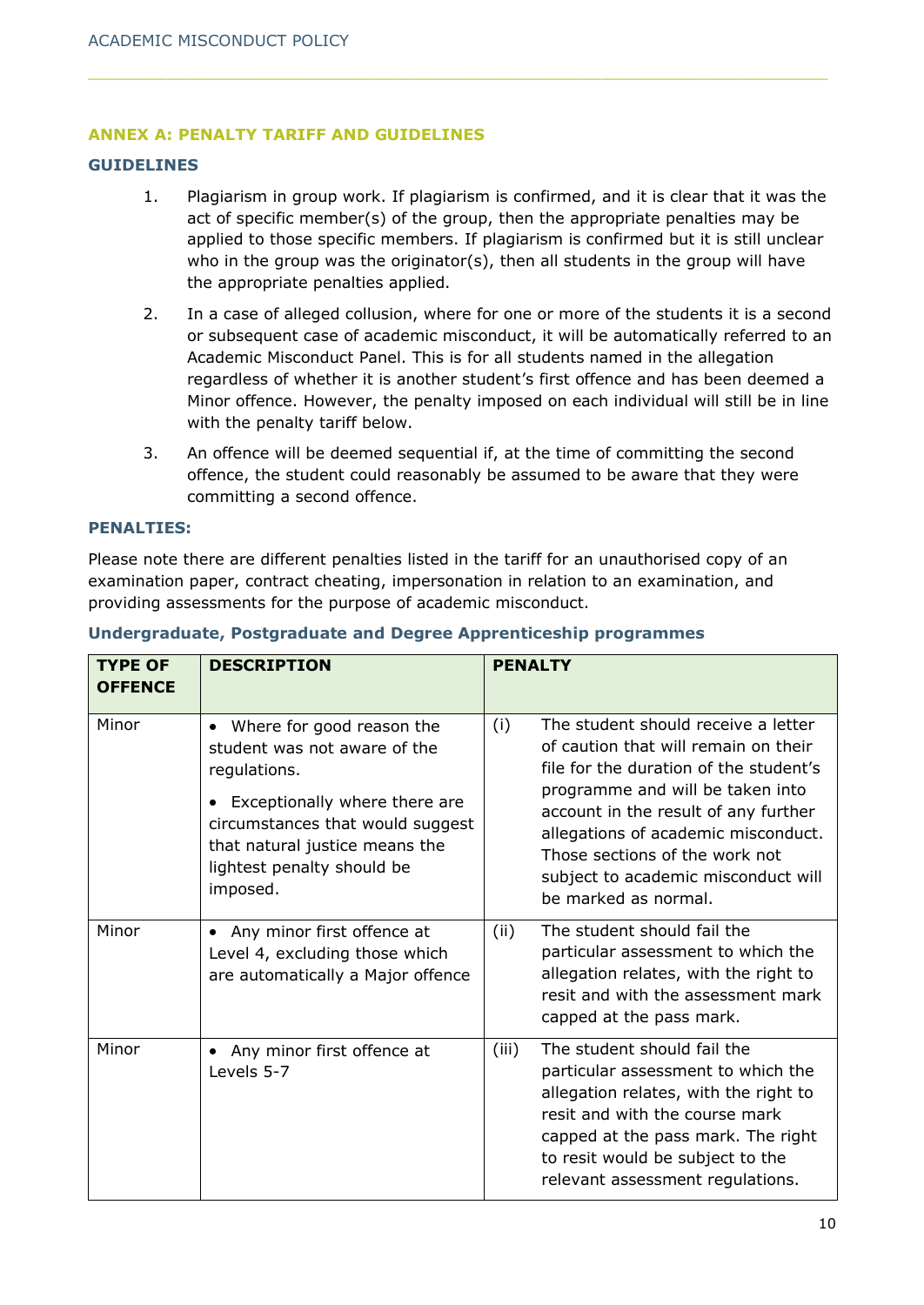## ANNEX A: PENALTY TARIFF AND GUIDELINES

### GUIDELINES

1. Plagiarism in group work. If plagiarism is confirmed, and it is clear that it was the act of specific member(s) of the group, then the appropriate penalties may be applied to those specific members. If plagiarism is confirmed but it is still unclear who in the group was the originator(s), then all students in the group will have the appropriate penalties applied.
2. In a case of alleged collusion, where for one or more of the students it is a second or subsequent case of academic misconduct, it will be automatically referred to an Academic Misconduct Panel. This is for all students named in the allegation regardless of whether it is another student's first offence and has been deemed a Minor offence. However, the penalty imposed on each individual will still be in line with the penalty tariff below.
3. An offence will be deemed sequential if, at the time of committing the second offence, the student could reasonably be assumed to be aware that they were committing a second offence.

### PENALTIES:

Please note there are different penalties listed in the tariff for an unauthorised copy of an examination paper, contract cheating, impersonation in relation to an examination, and providing assessments for the purpose of academic misconduct.

#### Undergraduate, Postgraduate and Degree Apprenticeship programmes

| TYPE OF OFFENCE | DESCRIPTION | PENALTY |
|---|---|---|
| Minor | • Where for good reason the student was not aware of the regulations.<br>• Exceptionally where there are circumstances that would suggest that natural justice means the lightest penalty should be imposed. | (i) The student should receive a letter of caution that will remain on their file for the duration of the student's programme and will be taken into account in the result of any further allegations of academic misconduct. Those sections of the work not subject to academic misconduct will be marked as normal. |
| Minor | • Any minor first offence at Level 4, excluding those which are automatically a Major offence | (ii) The student should fail the particular assessment to which the allegation relates, with the right to resit and with the assessment mark capped at the pass mark. |
| Minor | • Any minor first offence at Levels 5-7 | (iii) The student should fail the particular assessment to which the allegation relates, with the right to resit and with the course mark capped at the pass mark. The right to resit would be subject to the relevant assessment regulations. |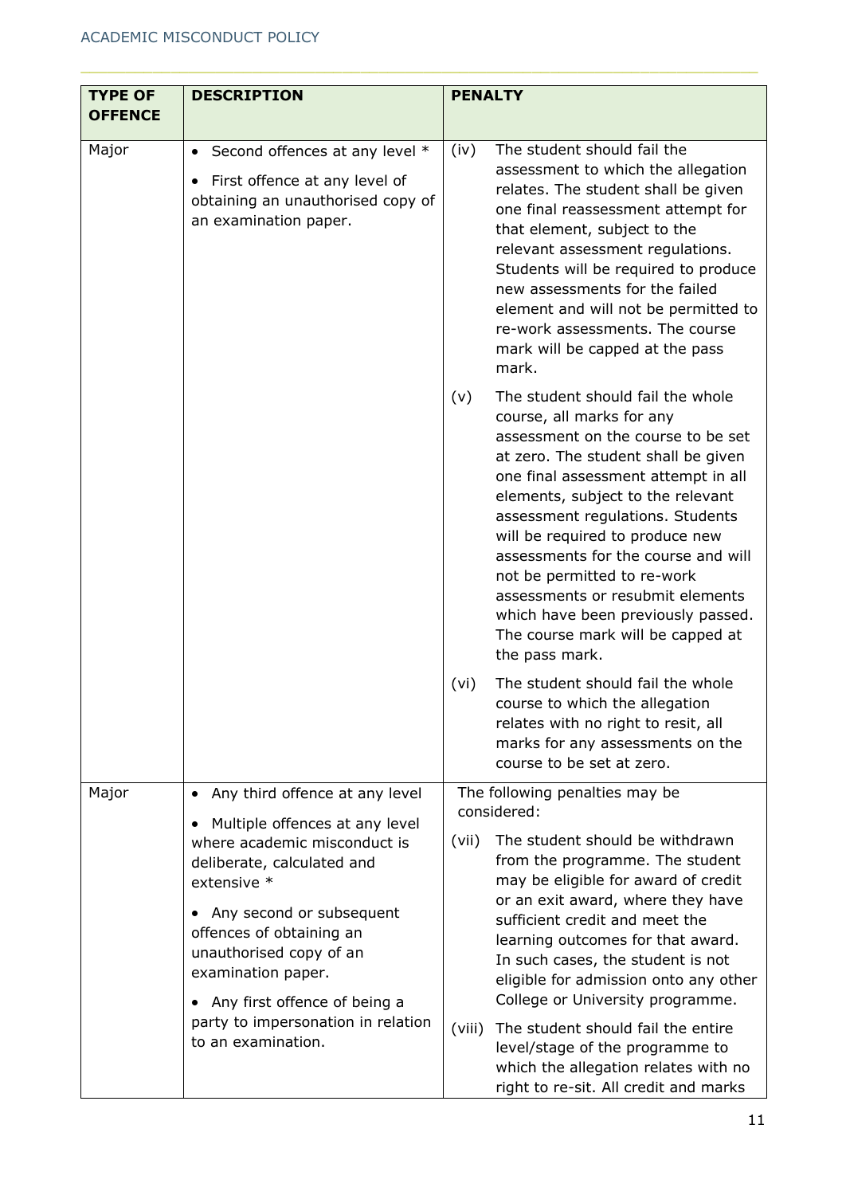| TYPE OF OFFENCE | DESCRIPTION | PENALTY |
|---|---|---|
| Major | • Second offences at any level * <br> • First offence at any level of obtaining an unauthorised copy of an examination paper. | (iv) The student should fail the assessment to which the allegation relates. The student shall be given one final reassessment attempt for that element, subject to the relevant assessment regulations. Students will be required to produce new assessments for the failed element and will not be permitted to re-work assessments. The course mark will be capped at the pass mark. <br><br> (v) The student should fail the whole course, all marks for any assessment on the course to be set at zero. The student shall be given one final assessment attempt in all elements, subject to the relevant assessment regulations. Students will be required to produce new assessments for the course and will not be permitted to re-work assessments or resubmit elements which have been previously passed. The course mark will be capped at the pass mark. <br><br> (vi) The student should fail the whole course to which the allegation relates with no right to resit, all marks for any assessments on the course to be set at zero. |
| Major | • Any third offence at any level <br> • Multiple offences at any level where academic misconduct is deliberate, calculated and extensive * <br> • Any second or subsequent offences of obtaining an unauthorised copy of an examination paper. <br> • Any first offence of being a party to impersonation in relation to an examination. | The following penalties may be considered: <br><br> (vii) The student should be withdrawn from the programme. The student may be eligible for award of credit or an exit award, where they have sufficient credit and meet the learning outcomes for that award. In such cases, the student is not eligible for admission onto any other College or University programme. <br><br> (viii) The student should fail the entire level/stage of the programme to which the allegation relates with no right to re-sit. All credit and marks |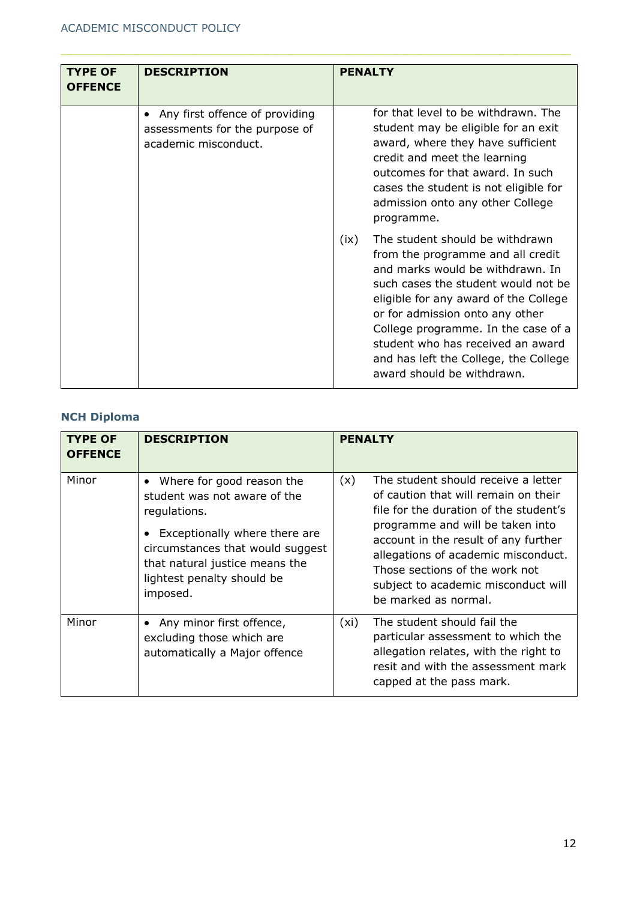| TYPE OF OFFENCE | DESCRIPTION | PENALTY |
|---|---|---|
| | • Any first offence of providing assessments for the purpose of academic misconduct. | for that level to be withdrawn. The student may be eligible for an exit award, where they have sufficient credit and meet the learning outcomes for that award. In such cases the student is not eligible for admission onto any other College programme.<br><br>(ix) The student should be withdrawn from the programme and all credit and marks would be withdrawn. In such cases the student would not be eligible for any award of the College or for admission onto any other College programme. In the case of a student who has received an award and has left the College, the College award should be withdrawn. |

### NCH Diploma

| TYPE OF OFFENCE | DESCRIPTION | PENALTY |
|---|---|---|
| Minor | • Where for good reason the student was not aware of the regulations.<br><br>• Exceptionally where there are circumstances that would suggest that natural justice means the lightest penalty should be imposed. | (x) The student should receive a letter of caution that will remain on their file for the duration of the student's programme and will be taken into account in the result of any further allegations of academic misconduct. Those sections of the work not subject to academic misconduct will be marked as normal. |
| Minor | • Any minor first offence, excluding those which are automatically a Major offence | (xi) The student should fail the particular assessment to which the allegation relates, with the right to resit and with the assessment mark capped at the pass mark. |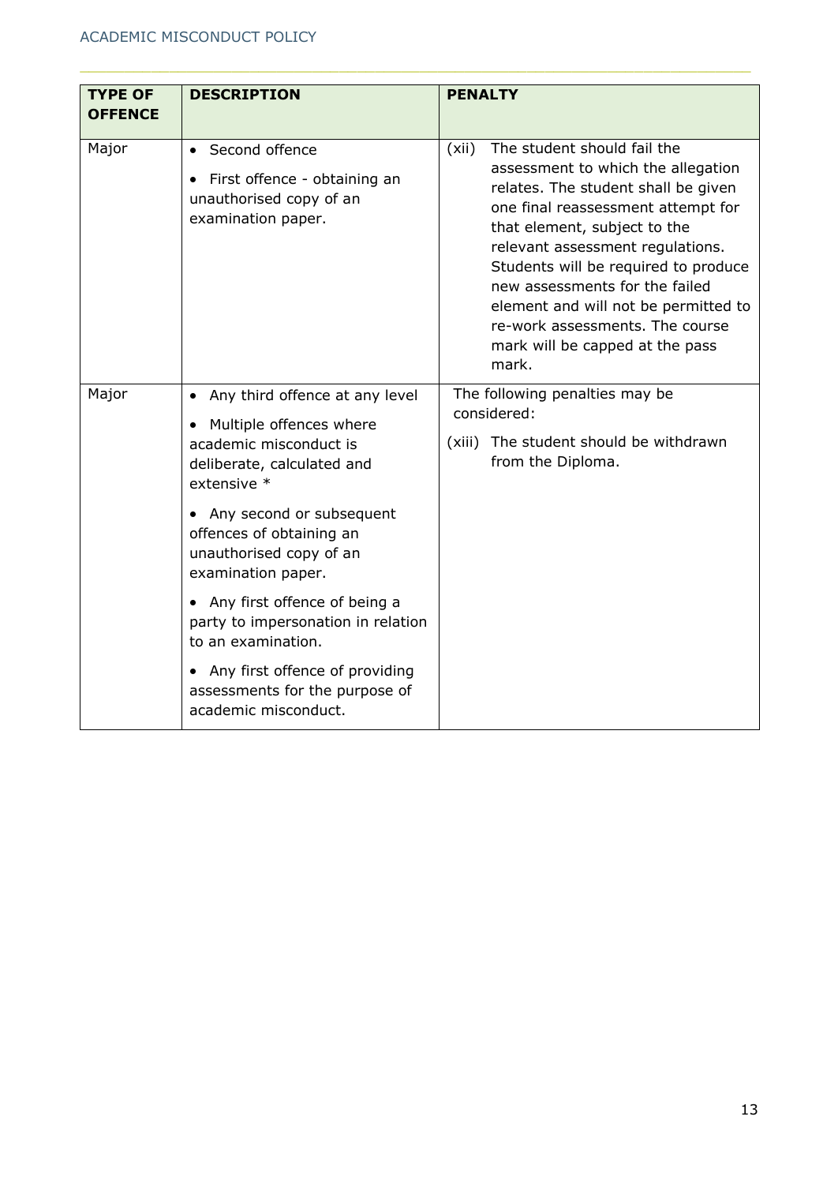| TYPE OF OFFENCE | DESCRIPTION | PENALTY |
|---|---|---|
| Major | • Second offence<br>• First offence - obtaining an unauthorised copy of an examination paper. | (xii) The student should fail the assessment to which the allegation relates. The student shall be given one final reassessment attempt for that element, subject to the relevant assessment regulations. Students will be required to produce new assessments for the failed element and will not be permitted to re-work assessments. The course mark will be capped at the pass mark. |
| Major | • Any third offence at any level<br>• Multiple offences where academic misconduct is deliberate, calculated and extensive *<br>• Any second or subsequent offences of obtaining an unauthorised copy of an examination paper.<br>• Any first offence of being a party to impersonation in relation to an examination.<br>• Any first offence of providing assessments for the purpose of academic misconduct. | The following penalties may be considered:<br>(xiii) The student should be withdrawn from the Diploma. |